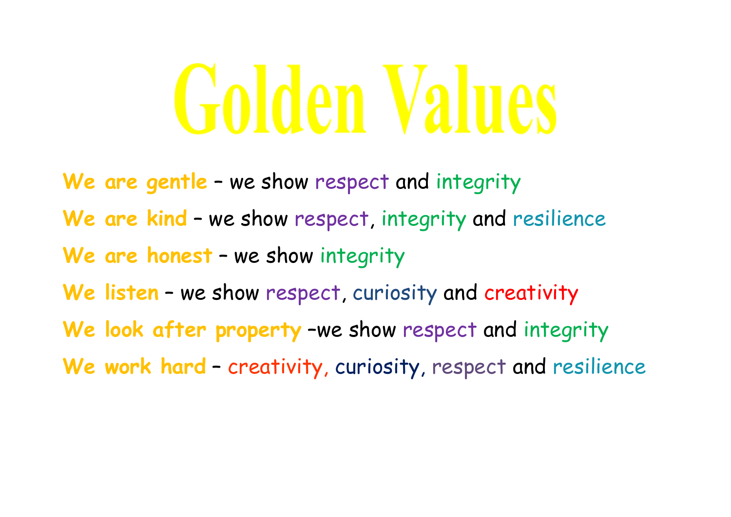# Golden Values

**We are gentle** – we show respect and integrity

**We are kind** – we show respect, integrity and resilience

**We are honest** – we show integrity

**We listen** – we show respect, curiosity and creativity

**We look after property** –we show respect and integrity

**We work hard** – creativity, curiosity, respect and resilience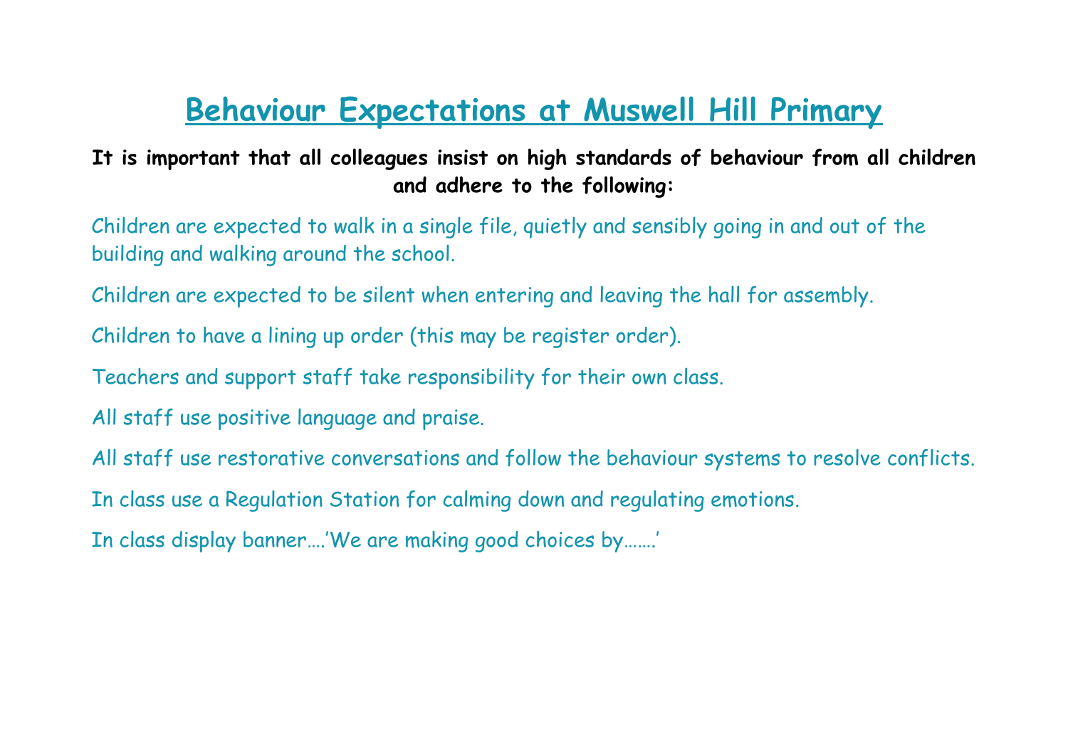# Behaviour Expectations at Muswell Hill Primary

**It is important that all colleagues insist on high standards of behaviour from all children and adhere to the following:**

Children are expected to walk in a single file, quietly and sensibly going in and out of the building and walking around the school.

Children are expected to be silent when entering and leaving the hall for assembly.

Children to have a lining up order (this may be register order).

Teachers and support staff take responsibility for their own class.

All staff use positive language and praise.

All staff use restorative conversations and follow the behaviour systems to resolve conflicts.

In class use a Regulation Station for calming down and regulating emotions.

In class display banner….'We are making good choices by…….'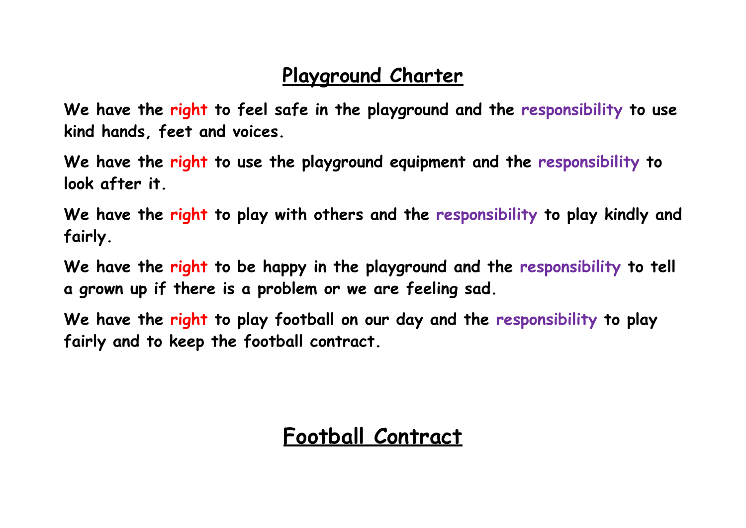# Playground Charter

**We have the right to feel safe in the playground and the responsibility to use kind hands, feet and voices.**

**We have the right to use the playground equipment and the responsibility to look after it.**

**We have the right to play with others and the responsibility to play kindly and fairly.**

**We have the right to be happy in the playground and the responsibility to tell a grown up if there is a problem or we are feeling sad.**

**We have the right to play football on our day and the responsibility to play fairly and to keep the football contract.**

# Football Contract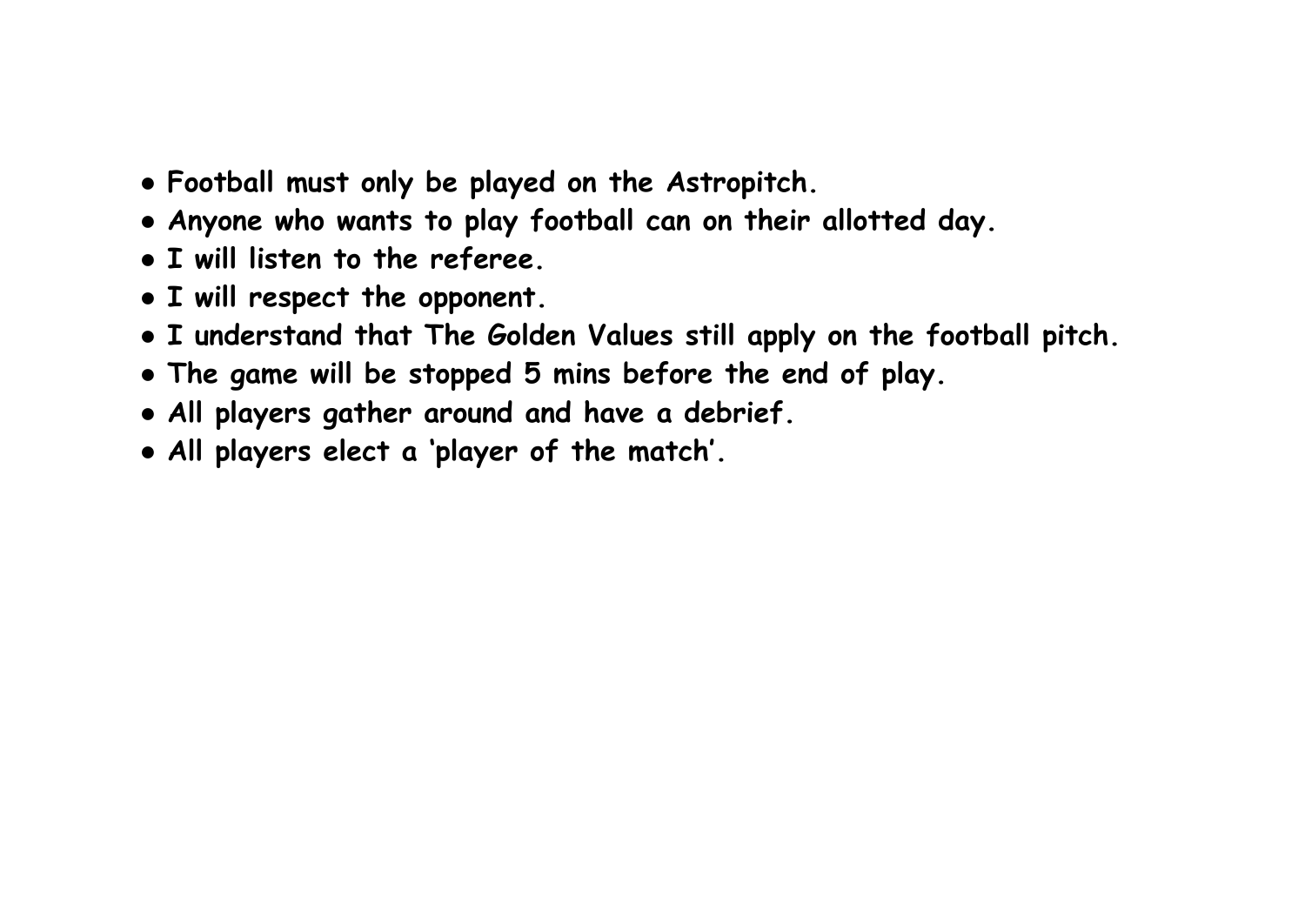- **Football must only be played on the Astropitch.**
- **Anyone who wants to play football can on their allotted day.**
- **I will listen to the referee.**
- **I will respect the opponent.**
- **I understand that The Golden Values still apply on the football pitch.**
- **The game will be stopped 5 mins before the end of play.**
- **All players gather around and have a debrief.**
- **All players elect a 'player of the match'.**